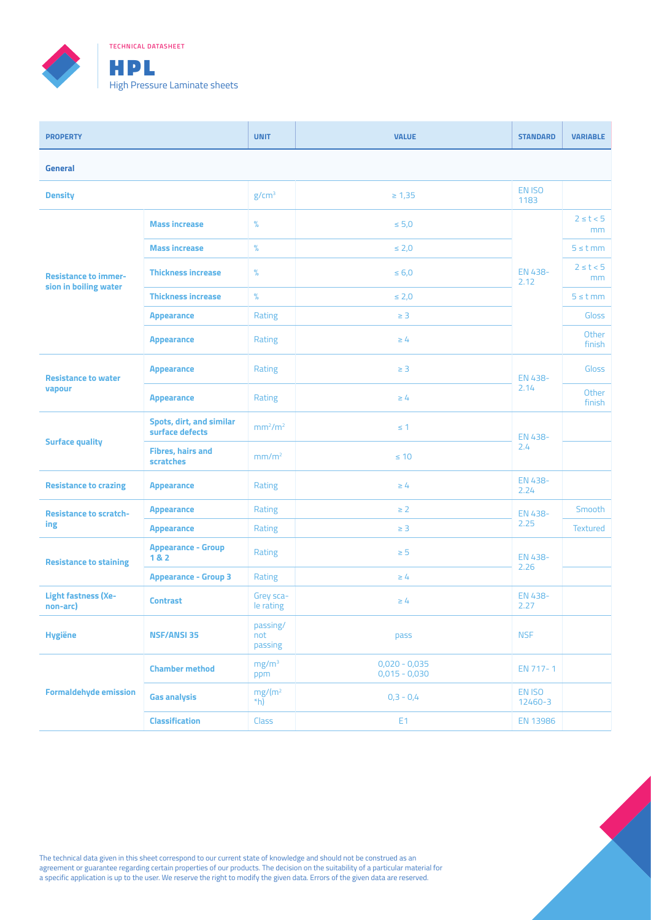TECHNICAL DATASHEET

# HPL

High Pressure Laminate sheets

| PROPERTY | | UNIT | VALUE | STANDARD | VARIABLE |
|---|---|---|---|---|---|
| **General** | | | | | |
| **Density** | | g/cm³ | ≥ 1,35 | EN ISO 1183 | |
| **Resistance to immersion in boiling water** | **Mass increase** | % | ≤ 5,0 | EN 438-2.12 | 2 ≤ t < 5 mm |
| | **Mass increase** | % | ≤ 2,0 | | 5 ≤ t mm |
| | **Thickness increase** | % | ≤ 6,0 | | 2 ≤ t < 5 mm |
| | **Thickness increase** | % | ≤ 2,0 | | 5 ≤ t mm |
| | **Appearance** | Rating | ≥ 3 | | Gloss |
| | **Appearance** | Rating | ≥ 4 | | Other finish |
| **Resistance to water vapour** | **Appearance** | Rating | ≥ 3 | EN 438-2.14 | Gloss |
| | **Appearance** | Rating | ≥ 4 | | Other finish |
| **Surface quality** | **Spots, dirt, and similar surface defects** | mm²/m² | ≤ 1 | EN 438-2.4 | |
| | **Fibres, hairs and scratches** | mm/m² | ≤ 10 | | |
| **Resistance to crazing** | **Appearance** | Rating | ≥ 4 | EN 438-2.24 | |
| **Resistance to scratching** | **Appearance** | Rating | ≥ 2 | EN 438-2.25 | Smooth |
| | **Appearance** | Rating | ≥ 3 | | Textured |
| **Resistance to staining** | **Appearance - Group 1 & 2** | Rating | ≥ 5 | EN 438-2.26 | |
| | **Appearance - Group 3** | Rating | ≥ 4 | | |
| **Light fastness (Xenon-arc)** | **Contrast** | Grey scale rating | ≥ 4 | EN 438-2.27 | |
| **Hygiëne** | **NSF/ANSI 35** | passing/not passing | pass | NSF | |
| **Formaldehyde emission** | **Chamber method** | mg/m³ ppm | 0,020 - 0,035 0,015 - 0,030 | EN 717-1 | |
| | **Gas analysis** | mg/(m² *h) | 0,3 - 0,4 | EN ISO 12460-3 | |
| | **Classification** | Class | E1 | EN 13986 | |

The technical data given in this sheet correspond to our current state of knowledge and should not be construed as an agreement or guarantee regarding certain properties of our products. The decision on the suitability of a particular material for a specific application is up to the user. We reserve the right to modify the given data. Errors of the given data are reserved.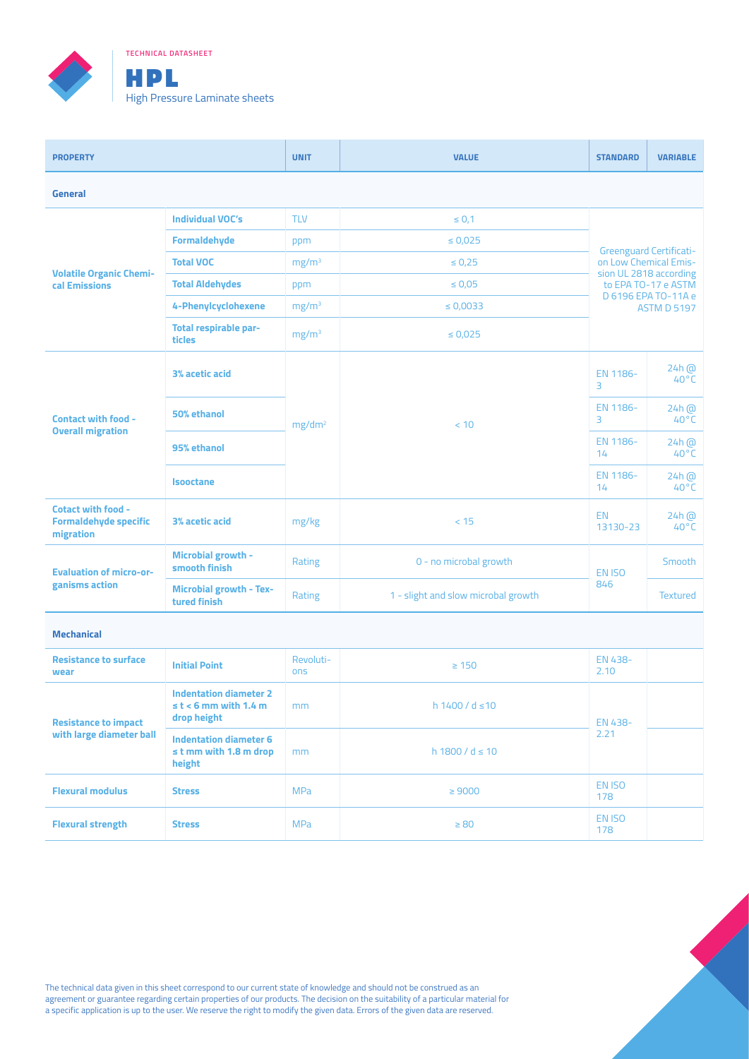TECHNICAL DATASHEET

# HPL

High Pressure Laminate sheets

| PROPERTY | | UNIT | VALUE | STANDARD | VARIABLE |
|---|---|---|---|---|---|
| **General** | | | | | |
| **Volatile Organic Chemical Emissions** | **Individual VOC's** | TLV | ≤ 0,1 | Greenguard Certification on Low Chemical Emission UL 2818 according to EPA TO-17 e ASTM D 6196 EPA TO-11A e ASTM D 5197 | |
| | **Formaldehyde** | ppm | ≤ 0,025 | | |
| | **Total VOC** | $mg/m^3$ | ≤ 0,25 | | |
| | **Total Aldehydes** | ppm | ≤ 0,05 | | |
| | **4-Phenylcyclohexene** | $mg/m^3$ | ≤ 0,0033 | | |
| | **Total respirable particles** | $mg/m^3$ | ≤ 0,025 | | |
| **Contact with food - Overall migration** | **3% acetic acid** | $mg/dm^2$ | < 10 | EN 1186-3 | 24h @ 40°C |
| | **50% ethanol** | | | EN 1186-3 | 24h @ 40°C |
| | **95% ethanol** | | | EN 1186-14 | 24h @ 40°C |
| | **Isooctane** | | | EN 1186-14 | 24h @ 40°C |
| **Cotact with food - Formaldehyde specific migration** | **3% acetic acid** | mg/kg | < 15 | EN 13130-23 | 24h @ 40°C |
| **Evaluation of micro-organisms action** | **Microbial growth - smooth finish** | Rating | 0 - no microbal growth | EN ISO 846 | Smooth |
| | **Microbial growth - Textured finish** | Rating | 1 - slight and slow microbal growth | | Textured |
| **Mechanical** | | | | | |
| **Resistance to surface wear** | **Initial Point** | Revolutions | ≥ 150 | EN 438-2.10 | |
| **Resistance to impact with large diameter ball** | **Indentation diameter 2 ≤ t < 6 mm with 1.4 m drop height** | mm | h 1400 / d ≤10 | EN 438-2.21 | |
| | **Indentation diameter 6 ≤ t mm with 1.8 m drop height** | mm | h 1800 / d ≤ 10 | | |
| **Flexural modulus** | **Stress** | MPa | ≥ 9000 | EN ISO 178 | |
| **Flexural strength** | **Stress** | MPa | ≥ 80 | EN ISO 178 | |

The technical data given in this sheet correspond to our current state of knowledge and should not be construed as an agreement or guarantee regarding certain properties of our products. The decision on the suitability of a particular material for a specific application is up to the user. We reserve the right to modify the given data. Errors of the given data are reserved.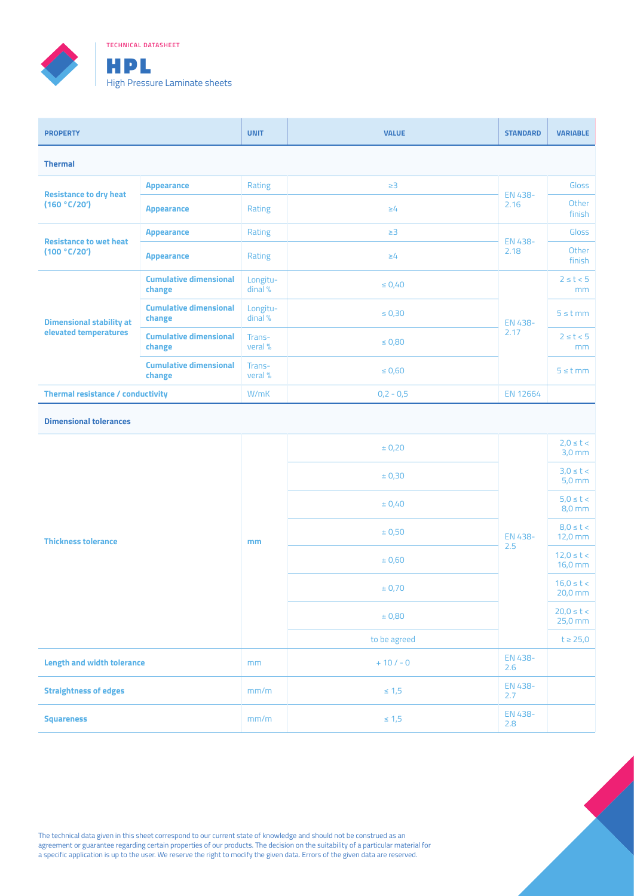TECHNICAL DATASHEET

# HPL

High Pressure Laminate sheets

| PROPERTY | | UNIT | VALUE | STANDARD | VARIABLE |
| --- | --- | --- | --- | --- | --- |
| **Thermal** | | | | | |
| **Resistance to dry heat (160 °C/20')** | **Appearance** | Rating | ≥3 | EN 438-2.16 | Gloss |
| | **Appearance** | Rating | ≥4 | | Other finish |
| **Resistance to wet heat (100 °C/20')** | **Appearance** | Rating | ≥3 | EN 438-2.18 | Gloss |
| | **Appearance** | Rating | ≥4 | | Other finish |
| **Dimensional stability at elevated temperatures** | **Cumulative dimensional change** | Longitudinal % | ≤ 0,40 | EN 438-2.17 | 2 ≤ t < 5 mm |
| | **Cumulative dimensional change** | Longitudinal % | ≤ 0,30 | | 5 ≤ t mm |
| | **Cumulative dimensional change** | Transveral % | ≤ 0,80 | | 2 ≤ t < 5 mm |
| | **Cumulative dimensional change** | Transveral % | ≤ 0,60 | | 5 ≤ t mm |
| **Thermal resistance / conductivity** | | W/mK | 0,2 - 0,5 | EN 12664 | |
| **Dimensional tolerances** | | | | | |
| **Thickness tolerance** | | **mm** | ± 0,20 | EN 438-2.5 | 2,0 ≤ t < 3,0 mm |
| | | | ± 0,30 | | 3,0 ≤ t < 5,0 mm |
| | | | ± 0,40 | | 5,0 ≤ t < 8,0 mm |
| | | | ± 0,50 | | 8,0 ≤ t < 12,0 mm |
| | | | ± 0,60 | | 12,0 ≤ t < 16,0 mm |
| | | | ± 0,70 | | 16,0 ≤ t < 20,0 mm |
| | | | ± 0,80 | | 20,0 ≤ t < 25,0 mm |
| | | | to be agreed | | t ≥ 25,0 |
| **Length and width tolerance** | | mm | + 10 / - 0 | EN 438-2.6 | |
| **Straightness of edges** | | mm/m | ≤ 1,5 | EN 438-2.7 | |
| **Squareness** | | mm/m | ≤ 1,5 | EN 438-2.8 | |

The technical data given in this sheet correspond to our current state of knowledge and should not be construed as an agreement or guarantee regarding certain properties of our products. The decision on the suitability of a particular material for a specific application is up to the user. We reserve the right to modify the given data. Errors of the given data are reserved.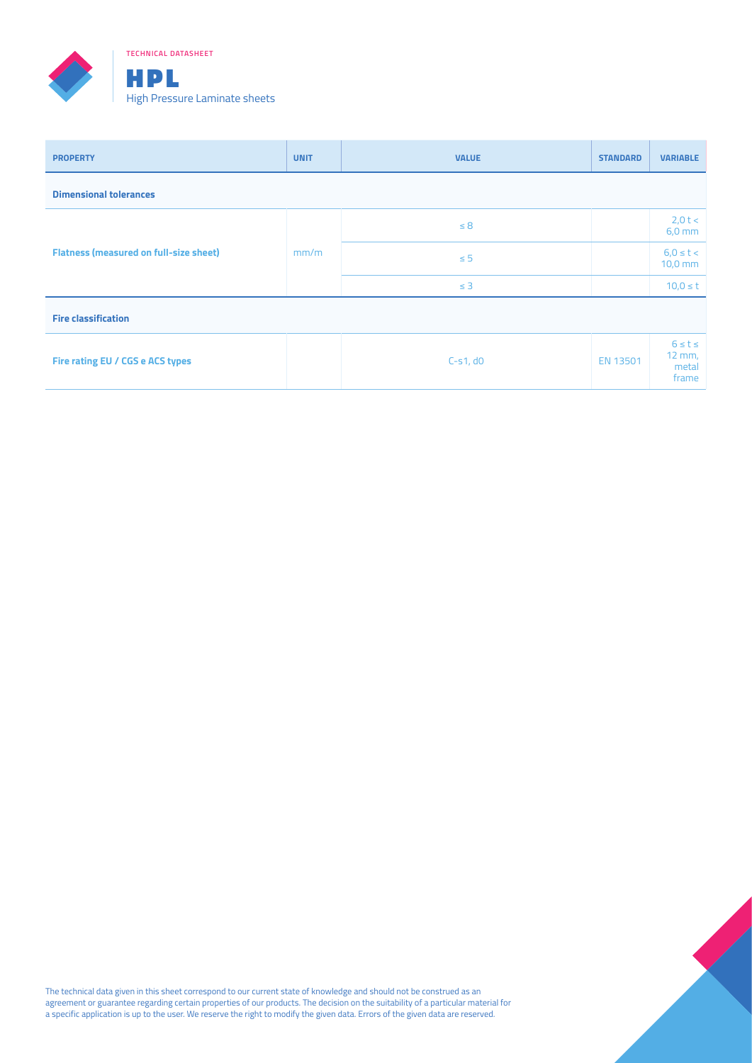TECHNICAL DATASHEET

# HPL

High Pressure Laminate sheets

| PROPERTY | UNIT | VALUE | STANDARD | VARIABLE |
|---|---|---|---|---|
| **Dimensional tolerances** | | | | |
| Flatness (measured on full-size sheet) | mm/m | ≤ 8 | | 2,0 t < 6,0 mm |
| | | ≤ 5 | | 6,0 ≤ t < 10,0 mm |
| | | ≤ 3 | | 10,0 ≤ t |
| **Fire classification** | | | | |
| Fire rating EU / CGS e ACS types | | C-s1, d0 | EN 13501 | 6 ≤ t ≤ 12 mm, metal frame |

The technical data given in this sheet correspond to our current state of knowledge and should not be construed as an agreement or guarantee regarding certain properties of our products. The decision on the suitability of a particular material for a specific application is up to the user. We reserve the right to modify the given data. Errors of the given data are reserved.